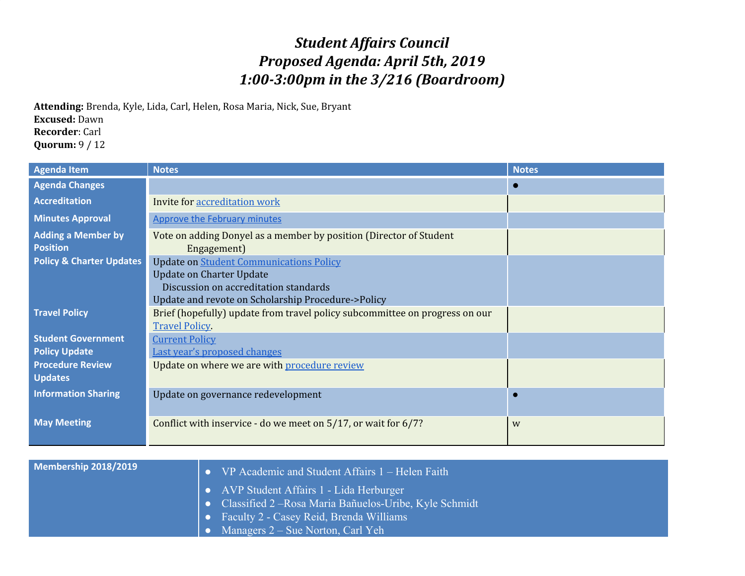# *Student Affairs Council*
# *Proposed Agenda: April 5th, 2019*
# *1:00-3:00pm in the 3/216 (Boardroom)*

**Attending:** Brenda, Kyle, Lida, Carl, Helen, Rosa Maria, Nick, Sue, Bryant
**Excused:** Dawn
**Recorder**: Carl
**Quorum:** 9 / 12

| Agenda Item | Notes | Notes |
|---|---|---|
| Agenda Changes | | ● |
| Accreditation | Invite for accreditation work | |
| Minutes Approval | Approve the February minutes | |
| Adding a Member by Position | Vote on adding Donyel as a member by position (Director of Student Engagement) | |
| Policy & Charter Updates | Update on Student Communications Policy<br>Update on Charter Update<br>Discussion on accreditation standards<br>Update and revote on Scholarship Procedure->Policy | |
| Travel Policy | Brief (hopefully) update from travel policy subcommittee on progress on our Travel Policy. | |
| Student Government Policy Update | Current Policy<br>Last year's proposed changes | |
| Procedure Review Updates | Update on where we are with procedure review | |
| Information Sharing | Update on governance redevelopment | ● |
| May Meeting | Conflict with inservice - do we meet on 5/17, or wait for 6/7? | w |

| Membership 2018/2019 | |
|---|---|
| | ● VP Academic and Student Affairs 1 – Helen Faith<br>● AVP Student Affairs 1 - Lida Herburger<br>● Classified 2 –Rosa Maria Bañuelos-Uribe, Kyle Schmidt<br>● Faculty 2 - Casey Reid, Brenda Williams<br>● Managers 2 – Sue Norton, Carl Yeh |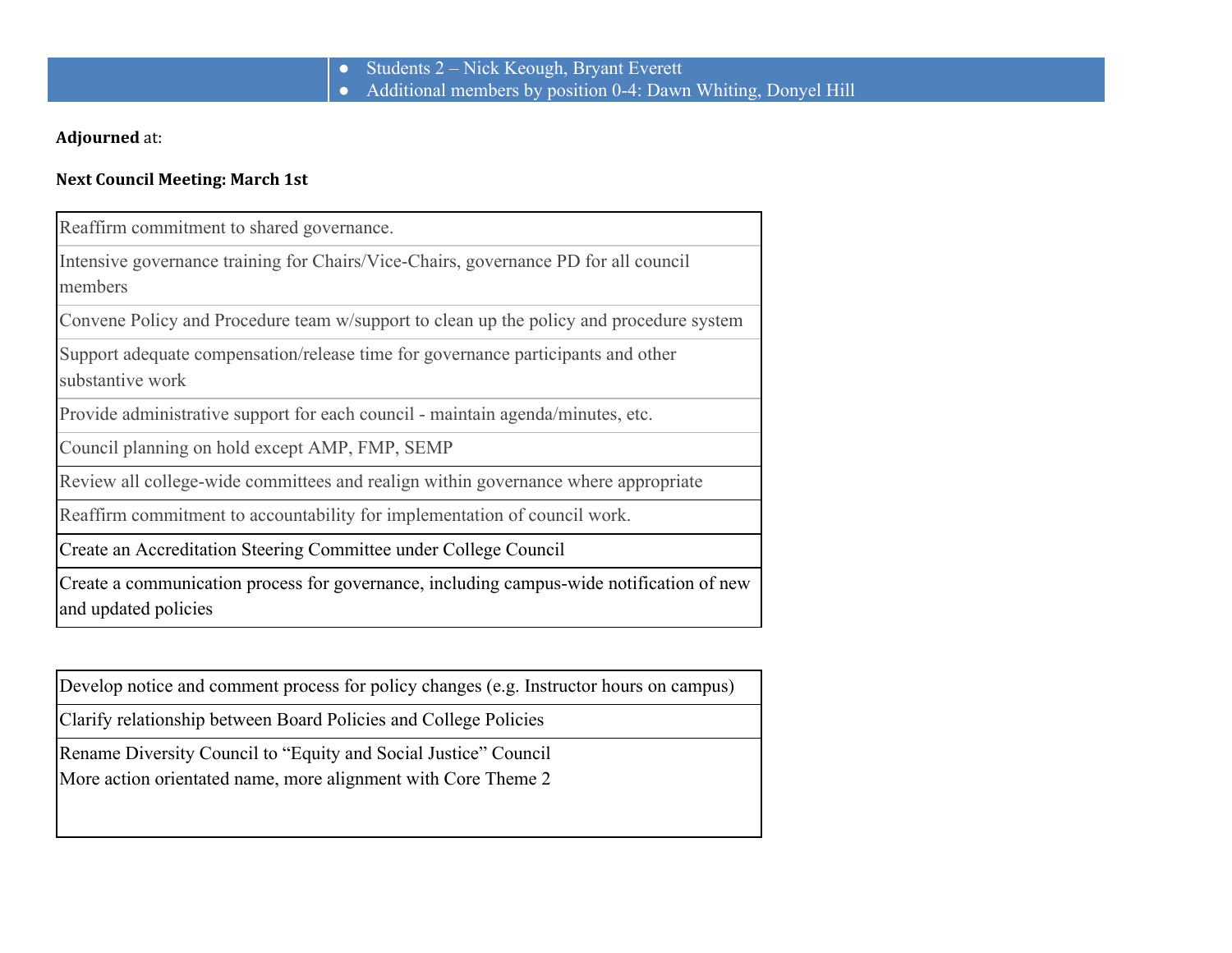| | |
|---|---|
| | • Students 2 – Nick Keough, Bryant Everett<br>• Additional members by position 0-4: Dawn Whiting, Donyel Hill |

**Adjourned** at:

**Next Council Meeting: March 1st**

| |
|---|
| Reaffirm commitment to shared governance. |
| Intensive governance training for Chairs/Vice-Chairs, governance PD for all council members |
| Convene Policy and Procedure team w/support to clean up the policy and procedure system |
| Support adequate compensation/release time for governance participants and other substantive work |
| Provide administrative support for each council - maintain agenda/minutes, etc. |
| Council planning on hold except AMP, FMP, SEMP |
| Review all college-wide committees and realign within governance where appropriate |
| Reaffirm commitment to accountability for implementation of council work. |
| Create an Accreditation Steering Committee under College Council |
| Create a communication process for governance, including campus-wide notification of new and updated policies |

| |
|---|
| Develop notice and comment process for policy changes (e.g. Instructor hours on campus) |
| Clarify relationship between Board Policies and College Policies |
| Rename Diversity Council to "Equity and Social Justice" Council<br>More action orientated name, more alignment with Core Theme 2 |